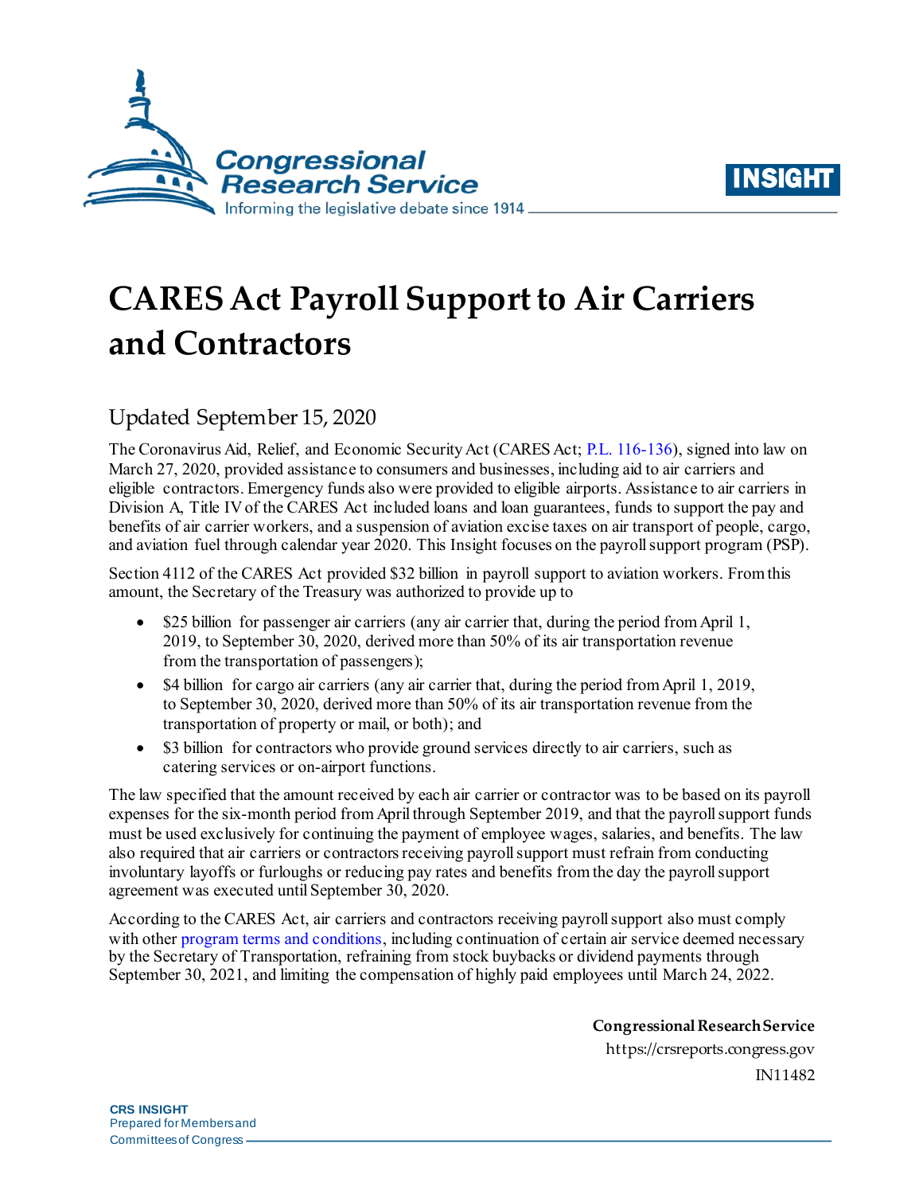# CARES Act Payroll Support to Air Carriers and Contractors

## Updated September 15, 2020

The Coronavirus Aid, Relief, and Economic Security Act (CARES Act; P.L. 116-136), signed into law on March 27, 2020, provided assistance to consumers and businesses, including aid to air carriers and eligible contractors. Emergency funds also were provided to eligible airports. Assistance to air carriers in Division A, Title IV of the CARES Act included loans and loan guarantees, funds to support the pay and benefits of air carrier workers, and a suspension of aviation excise taxes on air transport of people, cargo, and aviation fuel through calendar year 2020. This Insight focuses on the payroll support program (PSP).

Section 4112 of the CARES Act provided $32 billion in payroll support to aviation workers. From this amount, the Secretary of the Treasury was authorized to provide up to

- $25 billion for passenger air carriers (any air carrier that, during the period from April 1, 2019, to September 30, 2020, derived more than 50% of its air transportation revenue from the transportation of passengers);
- $4 billion for cargo air carriers (any air carrier that, during the period from April 1, 2019, to September 30, 2020, derived more than 50% of its air transportation revenue from the transportation of property or mail, or both); and
- $3 billion for contractors who provide ground services directly to air carriers, such as catering services or on-airport functions.

The law specified that the amount received by each air carrier or contractor was to be based on its payroll expenses for the six-month period from April through September 2019, and that the payroll support funds must be used exclusively for continuing the payment of employee wages, salaries, and benefits. The law also required that air carriers or contractors receiving payroll support must refrain from conducting involuntary layoffs or furloughs or reducing pay rates and benefits from the day the payroll support agreement was executed until September 30, 2020.

According to the CARES Act, air carriers and contractors receiving payroll support also must comply with other program terms and conditions, including continuation of certain air service deemed necessary by the Secretary of Transportation, refraining from stock buybacks or dividend payments through September 30, 2021, and limiting the compensation of highly paid employees until March 24, 2022.

**Congressional Research Service**
https://crsreports.congress.gov
IN11482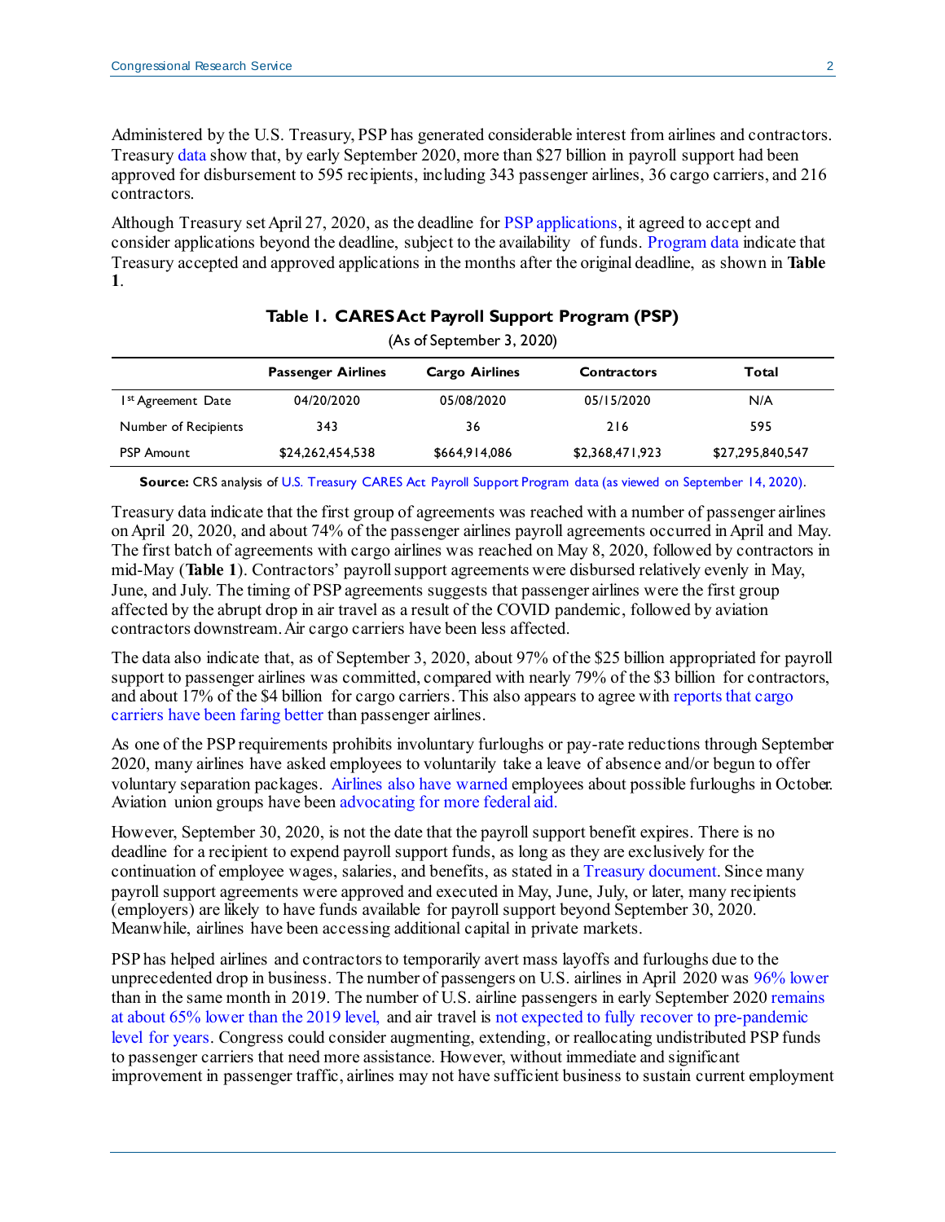Administered by the U.S. Treasury, PSP has generated considerable interest from airlines and contractors. Treasury data show that, by early September 2020, more than $27 billion in payroll support had been approved for disbursement to 595 recipients, including 343 passenger airlines, 36 cargo carriers, and 216 contractors.

Although Treasury set April 27, 2020, as the deadline for PSP applications, it agreed to accept and consider applications beyond the deadline, subject to the availability of funds. Program data indicate that Treasury accepted and approved applications in the months after the original deadline, as shown in **Table 1**.

**Table 1. CARES Act Payroll Support Program (PSP)**

(As of September 3, 2020)

| | Passenger Airlines | Cargo Airlines | Contractors | Total |
|---|---|---|---|---|
| 1st Agreement Date | 04/20/2020 | 05/08/2020 | 05/15/2020 | N/A |
| Number of Recipients | 343 | 36 | 216 | 595 |
| PSP Amount | $24,262,454,538 | $664,914,086 | $2,368,471,923 | $27,295,840,547 |

**Source:** CRS analysis of U.S. Treasury CARES Act Payroll Support Program data (as viewed on September 14, 2020).

Treasury data indicate that the first group of agreements was reached with a number of passenger airlines on April 20, 2020, and about 74% of the passenger airlines payroll agreements occurred in April and May. The first batch of agreements with cargo airlines was reached on May 8, 2020, followed by contractors in mid-May (**Table 1**). Contractors' payroll support agreements were disbursed relatively evenly in May, June, and July. The timing of PSP agreements suggests that passenger airlines were the first group affected by the abrupt drop in air travel as a result of the COVID pandemic, followed by aviation contractors downstream. Air cargo carriers have been less affected.

The data also indicate that, as of September 3, 2020, about 97% of the $25 billion appropriated for payroll support to passenger airlines was committed, compared with nearly 79% of the $3 billion for contractors, and about 17% of the $4 billion for cargo carriers. This also appears to agree with reports that cargo carriers have been faring better than passenger airlines.

As one of the PSP requirements prohibits involuntary furloughs or pay-rate reductions through September 2020, many airlines have asked employees to voluntarily take a leave of absence and/or begun to offer voluntary separation packages. Airlines also have warned employees about possible furloughs in October. Aviation union groups have been advocating for more federal aid.

However, September 30, 2020, is not the date that the payroll support benefit expires. There is no deadline for a recipient to expend payroll support funds, as long as they are exclusively for the continuation of employee wages, salaries, and benefits, as stated in a Treasury document. Since many payroll support agreements were approved and executed in May, June, July, or later, many recipients (employers) are likely to have funds available for payroll support beyond September 30, 2020. Meanwhile, airlines have been accessing additional capital in private markets.

PSP has helped airlines and contractors to temporarily avert mass layoffs and furloughs due to the unprecedented drop in business. The number of passengers on U.S. airlines in April 2020 was 96% lower than in the same month in 2019. The number of U.S. airline passengers in early September 2020 remains at about 65% lower than the 2019 level, and air travel is not expected to fully recover to pre-pandemic level for years. Congress could consider augmenting, extending, or reallocating undistributed PSP funds to passenger carriers that need more assistance. However, without immediate and significant improvement in passenger traffic, airlines may not have sufficient business to sustain current employment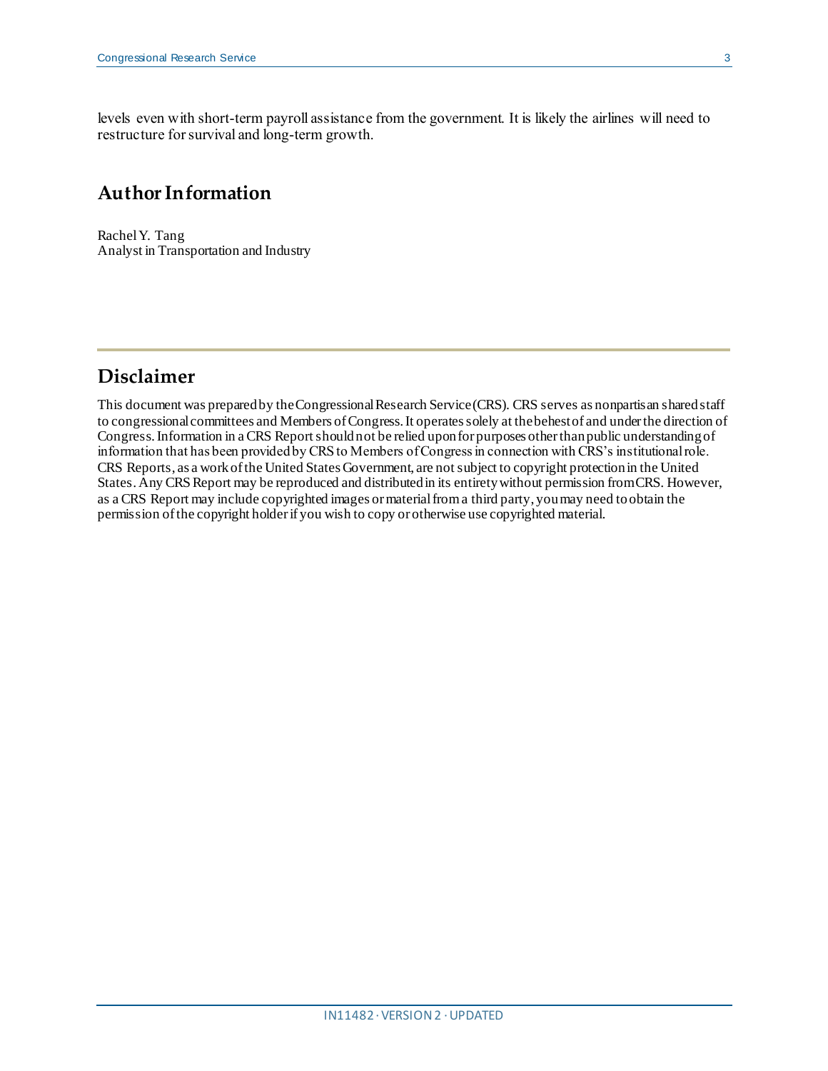levels even with short-term payroll assistance from the government. It is likely the airlines will need to restructure for survival and long-term growth.

## Author Information

Rachel Y. Tang
Analyst in Transportation and Industry

## Disclaimer

This document was prepared by the Congressional Research Service (CRS). CRS serves as nonpartisan shared staff to congressional committees and Members of Congress. It operates solely at the behest of and under the direction of Congress. Information in a CRS Report should not be relied upon for purposes other than public understanding of information that has been provided by CRS to Members of Congress in connection with CRS's institutional role. CRS Reports, as a work of the United States Government, are not subject to copyright protection in the United States. Any CRS Report may be reproduced and distributed in its entirety without permission from CRS. However, as a CRS Report may include copyrighted images or material from a third party, you may need to obtain the permission of the copyright holder if you wish to copy or otherwise use copyrighted material.